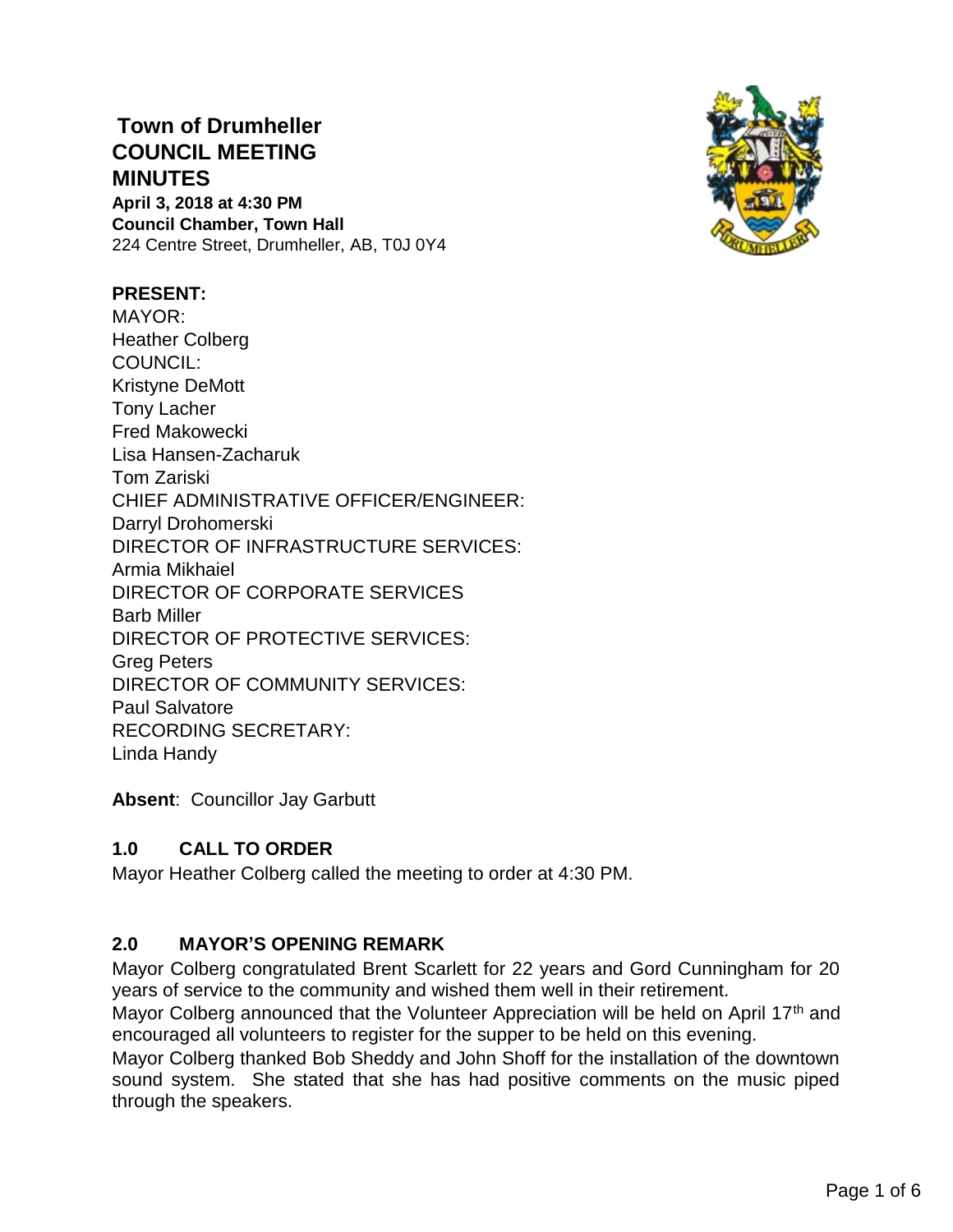# Town of Drumheller
# COUNCIL MEETING
# MINUTES

**April 3, 2018 at 4:30 PM**
**Council Chamber, Town Hall**
224 Centre Street, Drumheller, AB, T0J 0Y4

**PRESENT:**
MAYOR:
Heather Colberg
COUNCIL:
Kristyne DeMott
Tony Lacher
Fred Makowecki
Lisa Hansen-Zacharuk
Tom Zariski
CHIEF ADMINISTRATIVE OFFICER/ENGINEER:
Darryl Drohomerski
DIRECTOR OF INFRASTRUCTURE SERVICES:
Armia Mikhaiel
DIRECTOR OF CORPORATE SERVICES
Barb Miller
DIRECTOR OF PROTECTIVE SERVICES:
Greg Peters
DIRECTOR OF COMMUNITY SERVICES:
Paul Salvatore
RECORDING SECRETARY:
Linda Handy

**Absent**: Councillor Jay Garbutt

## 1.0 CALL TO ORDER

Mayor Heather Colberg called the meeting to order at 4:30 PM.

## 2.0 MAYOR'S OPENING REMARK

Mayor Colberg congratulated Brent Scarlett for 22 years and Gord Cunningham for 20 years of service to the community and wished them well in their retirement.

Mayor Colberg announced that the Volunteer Appreciation will be held on April 17th and encouraged all volunteers to register for the supper to be held on this evening.

Mayor Colberg thanked Bob Sheddy and John Shoff for the installation of the downtown sound system. She stated that she has had positive comments on the music piped through the speakers.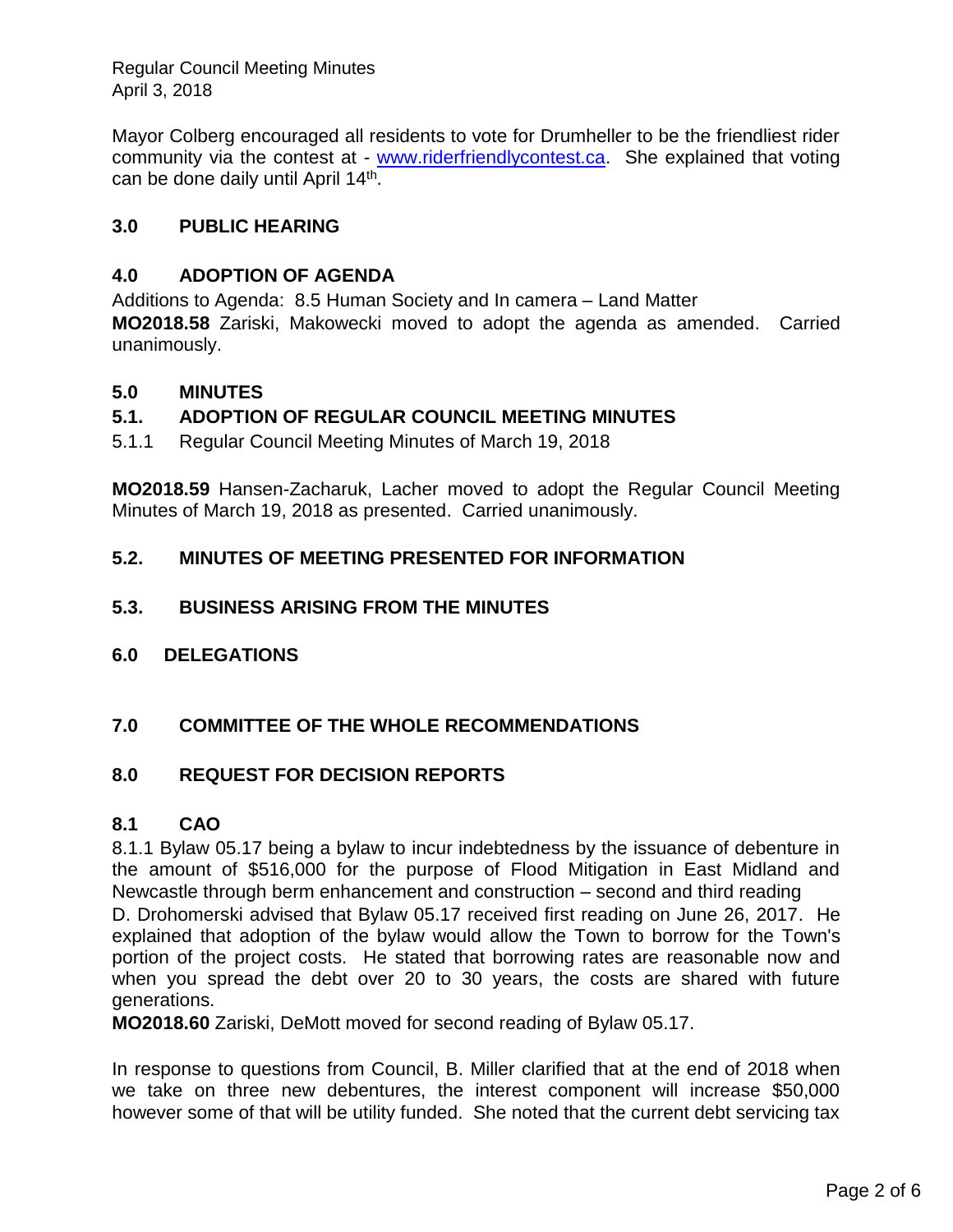Mayor Colberg encouraged all residents to vote for Drumheller to be the friendliest rider community via the contest at - www.riderfriendlycontest.ca. She explained that voting can be done daily until April 14th.

## 3.0 PUBLIC HEARING

## 4.0 ADOPTION OF AGENDA

Additions to Agenda: 8.5 Human Society and In camera – Land Matter

**MO2018.58** Zariski, Makowecki moved to adopt the agenda as amended. Carried unanimously.

## 5.0 MINUTES

### 5.1. ADOPTION OF REGULAR COUNCIL MEETING MINUTES

5.1.1 Regular Council Meeting Minutes of March 19, 2018

**MO2018.59** Hansen-Zacharuk, Lacher moved to adopt the Regular Council Meeting Minutes of March 19, 2018 as presented. Carried unanimously.

### 5.2. MINUTES OF MEETING PRESENTED FOR INFORMATION

### 5.3. BUSINESS ARISING FROM THE MINUTES

## 6.0 DELEGATIONS

## 7.0 COMMITTEE OF THE WHOLE RECOMMENDATIONS

## 8.0 REQUEST FOR DECISION REPORTS

### 8.1 CAO

8.1.1 Bylaw 05.17 being a bylaw to incur indebtedness by the issuance of debenture in the amount of $516,000 for the purpose of Flood Mitigation in East Midland and Newcastle through berm enhancement and construction – second and third reading

D. Drohomerski advised that Bylaw 05.17 received first reading on June 26, 2017. He explained that adoption of the bylaw would allow the Town to borrow for the Town's portion of the project costs. He stated that borrowing rates are reasonable now and when you spread the debt over 20 to 30 years, the costs are shared with future generations.

**MO2018.60** Zariski, DeMott moved for second reading of Bylaw 05.17.

In response to questions from Council, B. Miller clarified that at the end of 2018 when we take on three new debentures, the interest component will increase $50,000 however some of that will be utility funded. She noted that the current debt servicing tax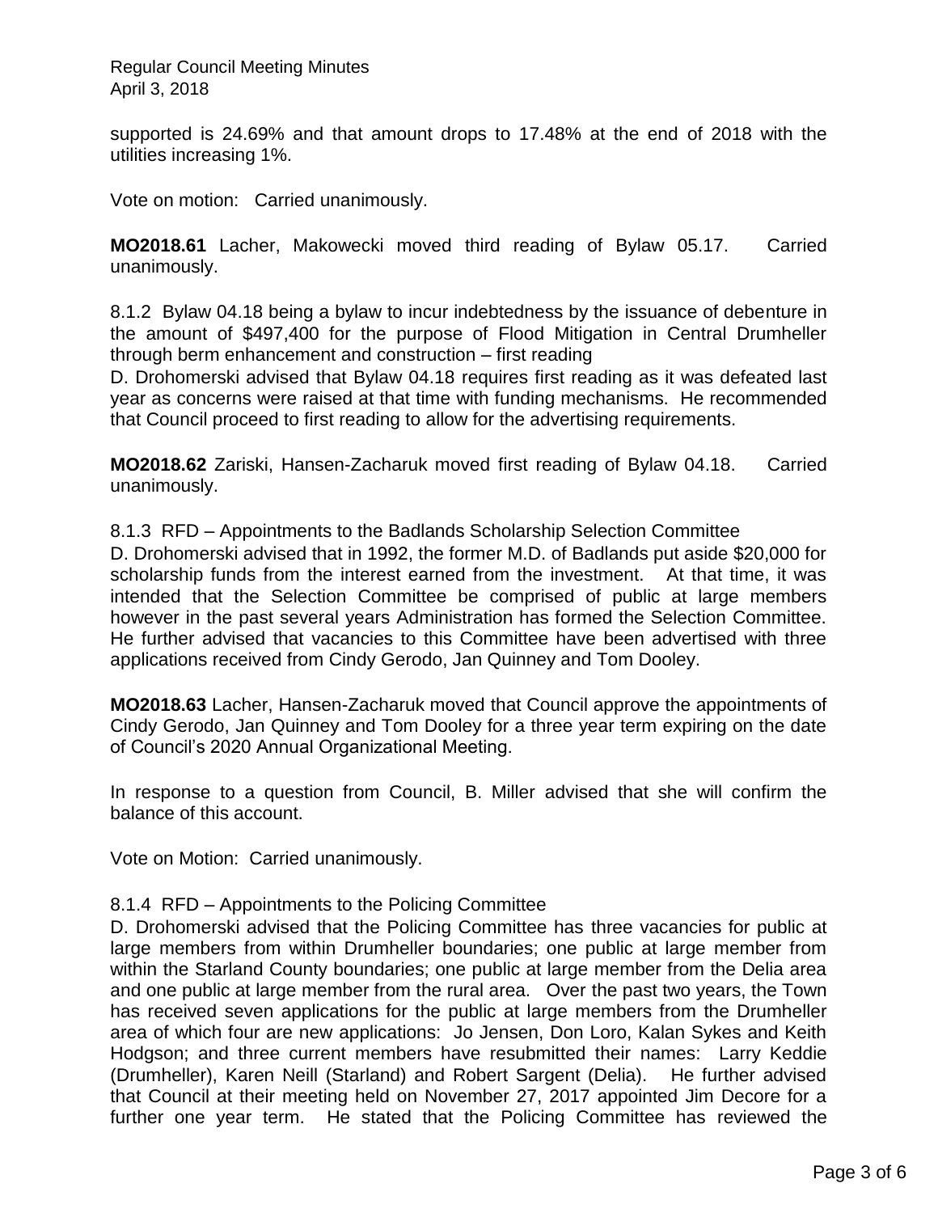supported is 24.69% and that amount drops to 17.48% at the end of 2018 with the utilities increasing 1%.

Vote on motion: Carried unanimously.

**MO2018.61** Lacher, Makowecki moved third reading of Bylaw 05.17. Carried unanimously.

8.1.2 Bylaw 04.18 being a bylaw to incur indebtedness by the issuance of debenture in the amount of $497,400 for the purpose of Flood Mitigation in Central Drumheller through berm enhancement and construction – first reading

D. Drohomerski advised that Bylaw 04.18 requires first reading as it was defeated last year as concerns were raised at that time with funding mechanisms. He recommended that Council proceed to first reading to allow for the advertising requirements.

**MO2018.62** Zariski, Hansen-Zacharuk moved first reading of Bylaw 04.18. Carried unanimously.

8.1.3 RFD – Appointments to the Badlands Scholarship Selection Committee

D. Drohomerski advised that in 1992, the former M.D. of Badlands put aside $20,000 for scholarship funds from the interest earned from the investment. At that time, it was intended that the Selection Committee be comprised of public at large members however in the past several years Administration has formed the Selection Committee. He further advised that vacancies to this Committee have been advertised with three applications received from Cindy Gerodo, Jan Quinney and Tom Dooley.

**MO2018.63** Lacher, Hansen-Zacharuk moved that Council approve the appointments of Cindy Gerodo, Jan Quinney and Tom Dooley for a three year term expiring on the date of Council's 2020 Annual Organizational Meeting.

In response to a question from Council, B. Miller advised that she will confirm the balance of this account.

Vote on Motion: Carried unanimously.

8.1.4 RFD – Appointments to the Policing Committee

D. Drohomerski advised that the Policing Committee has three vacancies for public at large members from within Drumheller boundaries; one public at large member from within the Starland County boundaries; one public at large member from the Delia area and one public at large member from the rural area. Over the past two years, the Town has received seven applications for the public at large members from the Drumheller area of which four are new applications: Jo Jensen, Don Loro, Kalan Sykes and Keith Hodgson; and three current members have resubmitted their names: Larry Keddie (Drumheller), Karen Neill (Starland) and Robert Sargent (Delia). He further advised that Council at their meeting held on November 27, 2017 appointed Jim Decore for a further one year term. He stated that the Policing Committee has reviewed the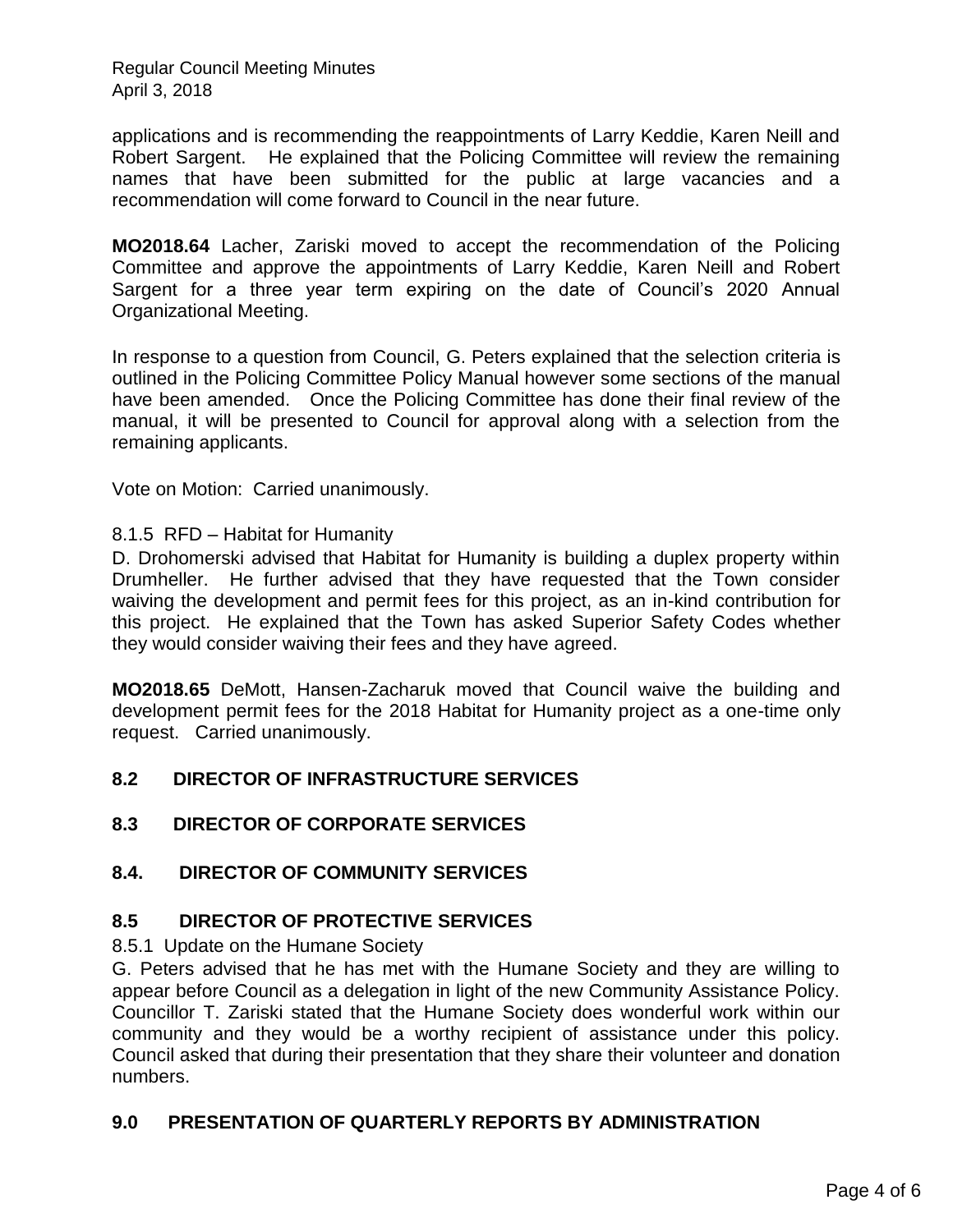applications and is recommending the reappointments of Larry Keddie, Karen Neill and Robert Sargent. He explained that the Policing Committee will review the remaining names that have been submitted for the public at large vacancies and a recommendation will come forward to Council in the near future.

**MO2018.64** Lacher, Zariski moved to accept the recommendation of the Policing Committee and approve the appointments of Larry Keddie, Karen Neill and Robert Sargent for a three year term expiring on the date of Council's 2020 Annual Organizational Meeting.

In response to a question from Council, G. Peters explained that the selection criteria is outlined in the Policing Committee Policy Manual however some sections of the manual have been amended. Once the Policing Committee has done their final review of the manual, it will be presented to Council for approval along with a selection from the remaining applicants.

Vote on Motion: Carried unanimously.

8.1.5 RFD – Habitat for Humanity

D. Drohomerski advised that Habitat for Humanity is building a duplex property within Drumheller. He further advised that they have requested that the Town consider waiving the development and permit fees for this project, as an in-kind contribution for this project. He explained that the Town has asked Superior Safety Codes whether they would consider waiving their fees and they have agreed.

**MO2018.65** DeMott, Hansen-Zacharuk moved that Council waive the building and development permit fees for the 2018 Habitat for Humanity project as a one-time only request. Carried unanimously.

## 8.2 DIRECTOR OF INFRASTRUCTURE SERVICES

## 8.3 DIRECTOR OF CORPORATE SERVICES

## 8.4. DIRECTOR OF COMMUNITY SERVICES

## 8.5 DIRECTOR OF PROTECTIVE SERVICES

8.5.1 Update on the Humane Society

G. Peters advised that he has met with the Humane Society and they are willing to appear before Council as a delegation in light of the new Community Assistance Policy. Councillor T. Zariski stated that the Humane Society does wonderful work within our community and they would be a worthy recipient of assistance under this policy. Council asked that during their presentation that they share their volunteer and donation numbers.

## 9.0 PRESENTATION OF QUARTERLY REPORTS BY ADMINISTRATION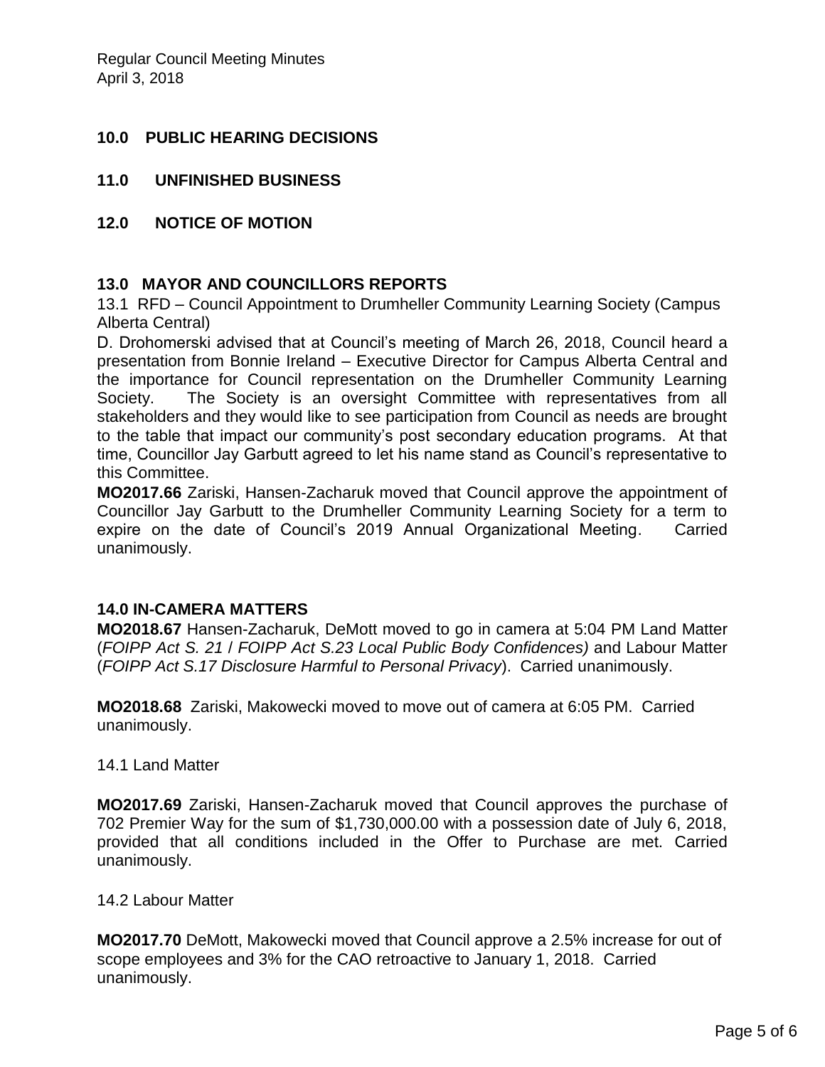## 10.0 PUBLIC HEARING DECISIONS

## 11.0 UNFINISHED BUSINESS

## 12.0 NOTICE OF MOTION

## 13.0 MAYOR AND COUNCILLORS REPORTS

13.1 RFD – Council Appointment to Drumheller Community Learning Society (Campus Alberta Central)

D. Drohomerski advised that at Council's meeting of March 26, 2018, Council heard a presentation from Bonnie Ireland – Executive Director for Campus Alberta Central and the importance for Council representation on the Drumheller Community Learning Society. The Society is an oversight Committee with representatives from all stakeholders and they would like to see participation from Council as needs are brought to the table that impact our community's post secondary education programs. At that time, Councillor Jay Garbutt agreed to let his name stand as Council's representative to this Committee.

**MO2017.66** Zariski, Hansen-Zacharuk moved that Council approve the appointment of Councillor Jay Garbutt to the Drumheller Community Learning Society for a term to expire on the date of Council's 2019 Annual Organizational Meeting. Carried unanimously.

## 14.0 IN-CAMERA MATTERS

**MO2018.67** Hansen-Zacharuk, DeMott moved to go in camera at 5:04 PM Land Matter (*FOIPP Act S. 21* / *FOIPP Act S.23 Local Public Body Confidences)* and Labour Matter (*FOIPP Act S.17 Disclosure Harmful to Personal Privacy*). Carried unanimously.

**MO2018.68** Zariski, Makowecki moved to move out of camera at 6:05 PM. Carried unanimously.

14.1 Land Matter

**MO2017.69** Zariski, Hansen-Zacharuk moved that Council approves the purchase of 702 Premier Way for the sum of $1,730,000.00 with a possession date of July 6, 2018, provided that all conditions included in the Offer to Purchase are met. Carried unanimously.

14.2 Labour Matter

**MO2017.70** DeMott, Makowecki moved that Council approve a 2.5% increase for out of scope employees and 3% for the CAO retroactive to January 1, 2018. Carried unanimously.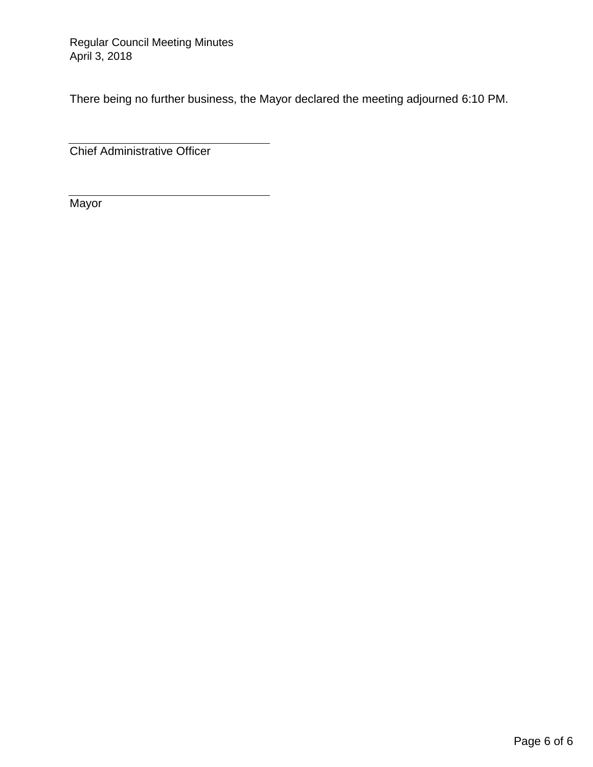There being no further business, the Mayor declared the meeting adjourned 6:10 PM.

\_\_\_\_\_\_\_\_\_\_\_\_\_\_\_\_\_\_\_\_\_\_\_\_\_\_\_\_\_\_\_\_\_\_\_\_

Chief Administrative Officer

\_\_\_\_\_\_\_\_\_\_\_\_\_\_\_\_\_\_\_\_\_\_\_\_\_\_\_\_\_\_\_\_\_\_\_\_

Mayor